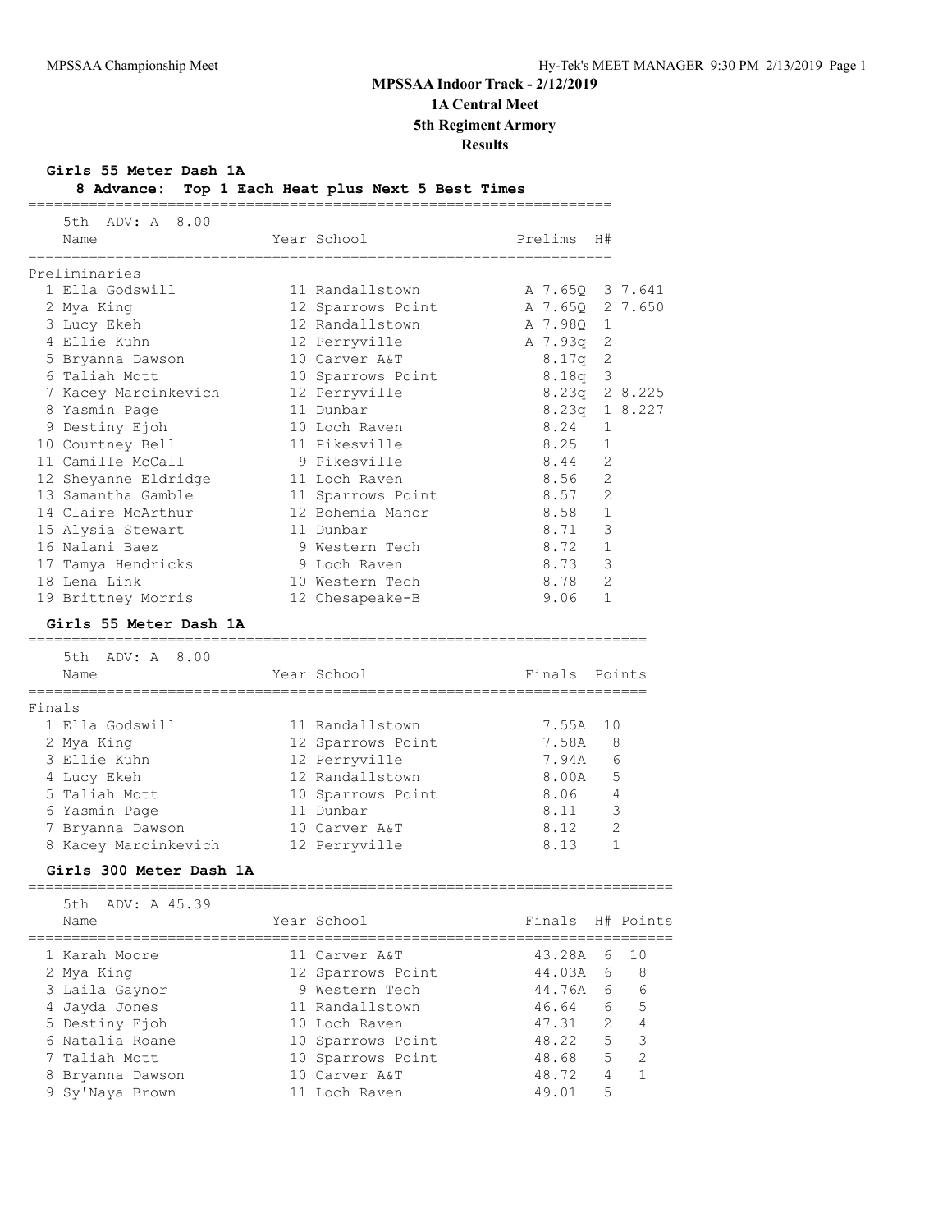# MPSSAA Indoor Track - 2/12/2019

## 1A Central Meet

## 5th Regiment Armory

## Results

### Girls 55 Meter Dash 1A

**8 Advance: Top 1 Each Heat plus Next 5 Best Times**

5th ADV: A 8.00

Preliminaries

| | Name | Year | School | Prelims | H# | |
|---|---|---|---|---|---|---|
| 1 | Ella Godswill | 11 | Randallstown | A 7.65Q | 3 | 7.641 |
| 2 | Mya King | 12 | Sparrows Point | A 7.65Q | 2 | 7.650 |
| 3 | Lucy Ekeh | 12 | Randallstown | A 7.98Q | 1 | |
| 4 | Ellie Kuhn | 12 | Perryville | A 7.93q | 2 | |
| 5 | Bryanna Dawson | 10 | Carver A&T | 8.17q | 2 | |
| 6 | Taliah Mott | 10 | Sparrows Point | 8.18q | 3 | |
| 7 | Kacey Marcinkevich | 12 | Perryville | 8.23q | 2 | 8.225 |
| 8 | Yasmin Page | 11 | Dunbar | 8.23q | 1 | 8.227 |
| 9 | Destiny Ejoh | 10 | Loch Raven | 8.24 | 1 | |
| 10 | Courtney Bell | 11 | Pikesville | 8.25 | 1 | |
| 11 | Camille McCall | 9 | Pikesville | 8.44 | 2 | |
| 12 | Sheyanne Eldridge | 11 | Loch Raven | 8.56 | 2 | |
| 13 | Samantha Gamble | 11 | Sparrows Point | 8.57 | 2 | |
| 14 | Claire McArthur | 12 | Bohemia Manor | 8.58 | 1 | |
| 15 | Alysia Stewart | 11 | Dunbar | 8.71 | 3 | |
| 16 | Nalani Baez | 9 | Western Tech | 8.72 | 1 | |
| 17 | Tamya Hendricks | 9 | Loch Raven | 8.73 | 3 | |
| 18 | Lena Link | 10 | Western Tech | 8.78 | 2 | |
| 19 | Brittney Morris | 12 | Chesapeake-B | 9.06 | 1 | |

### Girls 55 Meter Dash 1A

5th ADV: A 8.00

Finals

| | Name | Year | School | Finals | Points |
|---|---|---|---|---|---|
| 1 | Ella Godswill | 11 | Randallstown | 7.55A | 10 |
| 2 | Mya King | 12 | Sparrows Point | 7.58A | 8 |
| 3 | Ellie Kuhn | 12 | Perryville | 7.94A | 6 |
| 4 | Lucy Ekeh | 12 | Randallstown | 8.00A | 5 |
| 5 | Taliah Mott | 10 | Sparrows Point | 8.06 | 4 |
| 6 | Yasmin Page | 11 | Dunbar | 8.11 | 3 |
| 7 | Bryanna Dawson | 10 | Carver A&T | 8.12 | 2 |
| 8 | Kacey Marcinkevich | 12 | Perryville | 8.13 | 1 |

### Girls 300 Meter Dash 1A

5th ADV: A 45.39

| | Name | Year | School | Finals | H# | Points |
|---|---|---|---|---|---|---|
| 1 | Karah Moore | 11 | Carver A&T | 43.28A | 6 | 10 |
| 2 | Mya King | 12 | Sparrows Point | 44.03A | 6 | 8 |
| 3 | Laila Gaynor | 9 | Western Tech | 44.76A | 6 | 6 |
| 4 | Jayda Jones | 11 | Randallstown | 46.64 | 6 | 5 |
| 5 | Destiny Ejoh | 10 | Loch Raven | 47.31 | 2 | 4 |
| 6 | Natalia Roane | 10 | Sparrows Point | 48.22 | 5 | 3 |
| 7 | Taliah Mott | 10 | Sparrows Point | 48.68 | 5 | 2 |
| 8 | Bryanna Dawson | 10 | Carver A&T | 48.72 | 4 | 1 |
| 9 | Sy'Naya Brown | 11 | Loch Raven | 49.01 | 5 | |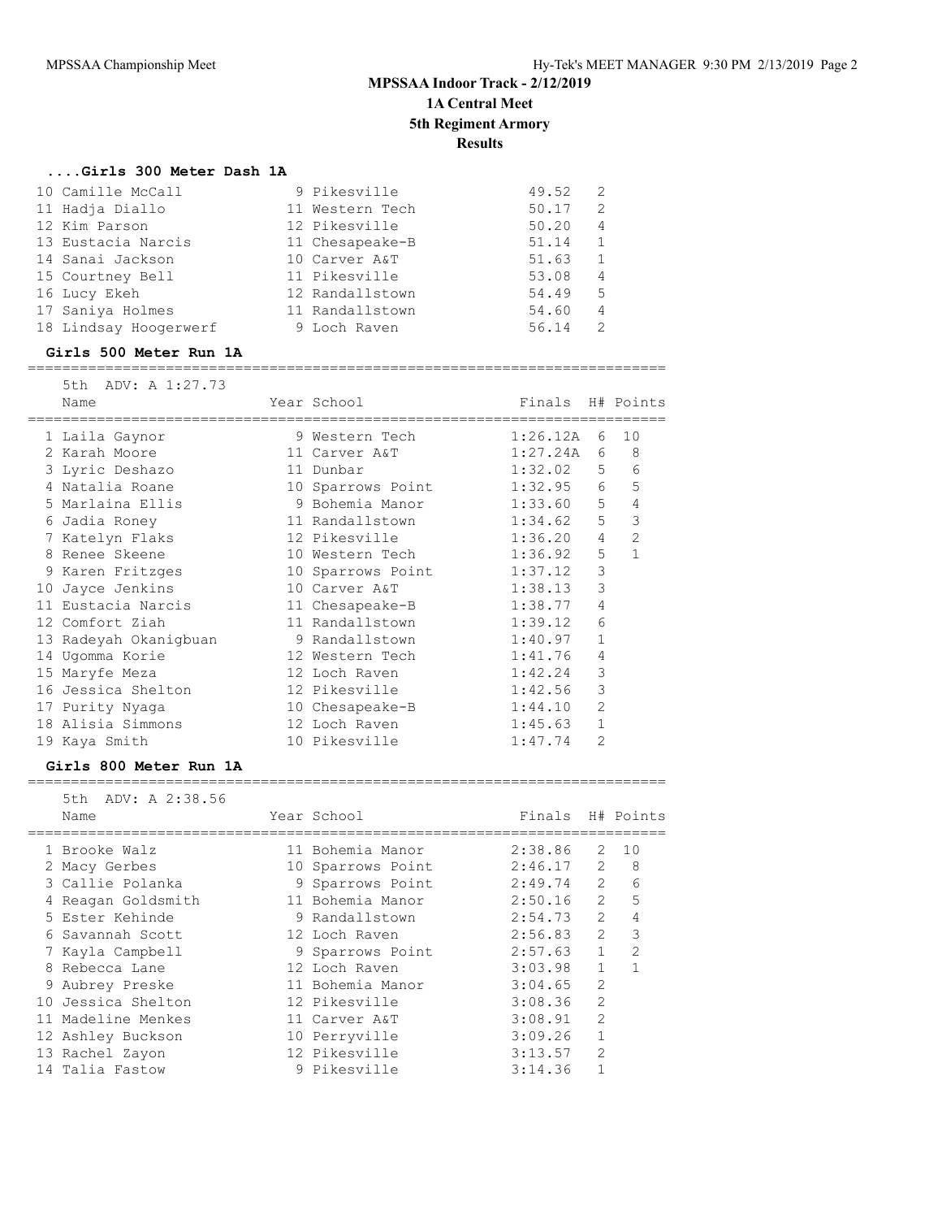# MPSSAA Indoor Track - 2/12/2019

## 1A Central Meet

## 5th Regiment Armory

## Results

### ....Girls 300 Meter Dash 1A

| Place | Name | Year | School | Finals | H# |
|---|---|---|---|---|---|
| 10 | Camille McCall | 9 | Pikesville | 49.52 | 2 |
| 11 | Hadja Diallo | 11 | Western Tech | 50.17 | 2 |
| 12 | Kim Parson | 12 | Pikesville | 50.20 | 4 |
| 13 | Eustacia Narcis | 11 | Chesapeake-B | 51.14 | 1 |
| 14 | Sanai Jackson | 10 | Carver A&T | 51.63 | 1 |
| 15 | Courtney Bell | 11 | Pikesville | 53.08 | 4 |
| 16 | Lucy Ekeh | 12 | Randallstown | 54.49 | 5 |
| 17 | Saniya Holmes | 11 | Randallstown | 54.60 | 4 |
| 18 | Lindsay Hoogerwerf | 9 | Loch Raven | 56.14 | 2 |

### Girls 500 Meter Run 1A

5th ADV: A 1:27.73

| Place | Name | Year | School | Finals | H# | Points |
|---|---|---|---|---|---|---|
| 1 | Laila Gaynor | 9 | Western Tech | 1:26.12A | 6 | 10 |
| 2 | Karah Moore | 11 | Carver A&T | 1:27.24A | 6 | 8 |
| 3 | Lyric Deshazo | 11 | Dunbar | 1:32.02 | 5 | 6 |
| 4 | Natalia Roane | 10 | Sparrows Point | 1:32.95 | 6 | 5 |
| 5 | Marlaina Ellis | 9 | Bohemia Manor | 1:33.60 | 5 | 4 |
| 6 | Jadia Roney | 11 | Randallstown | 1:34.62 | 5 | 3 |
| 7 | Katelyn Flaks | 12 | Pikesville | 1:36.20 | 4 | 2 |
| 8 | Renee Skeene | 10 | Western Tech | 1:36.92 | 5 | 1 |
| 9 | Karen Fritzges | 10 | Sparrows Point | 1:37.12 | 3 | |
| 10 | Jayce Jenkins | 10 | Carver A&T | 1:38.13 | 3 | |
| 11 | Eustacia Narcis | 11 | Chesapeake-B | 1:38.77 | 4 | |
| 12 | Comfort Ziah | 11 | Randallstown | 1:39.12 | 6 | |
| 13 | Radeyah Okanigbuan | 9 | Randallstown | 1:40.97 | 1 | |
| 14 | Ugomma Korie | 12 | Western Tech | 1:41.76 | 4 | |
| 15 | Maryfe Meza | 12 | Loch Raven | 1:42.24 | 3 | |
| 16 | Jessica Shelton | 12 | Pikesville | 1:42.56 | 3 | |
| 17 | Purity Nyaga | 10 | Chesapeake-B | 1:44.10 | 2 | |
| 18 | Alisia Simmons | 12 | Loch Raven | 1:45.63 | 1 | |
| 19 | Kaya Smith | 10 | Pikesville | 1:47.74 | 2 | |

### Girls 800 Meter Run 1A

5th ADV: A 2:38.56

| Place | Name | Year | School | Finals | H# | Points |
|---|---|---|---|---|---|---|
| 1 | Brooke Walz | 11 | Bohemia Manor | 2:38.86 | 2 | 10 |
| 2 | Macy Gerbes | 10 | Sparrows Point | 2:46.17 | 2 | 8 |
| 3 | Callie Polanka | 9 | Sparrows Point | 2:49.74 | 2 | 6 |
| 4 | Reagan Goldsmith | 11 | Bohemia Manor | 2:50.16 | 2 | 5 |
| 5 | Ester Kehinde | 9 | Randallstown | 2:54.73 | 2 | 4 |
| 6 | Savannah Scott | 12 | Loch Raven | 2:56.83 | 2 | 3 |
| 7 | Kayla Campbell | 9 | Sparrows Point | 2:57.63 | 1 | 2 |
| 8 | Rebecca Lane | 12 | Loch Raven | 3:03.98 | 1 | 1 |
| 9 | Aubrey Preske | 11 | Bohemia Manor | 3:04.65 | 2 | |
| 10 | Jessica Shelton | 12 | Pikesville | 3:08.36 | 2 | |
| 11 | Madeline Menkes | 11 | Carver A&T | 3:08.91 | 2 | |
| 12 | Ashley Buckson | 10 | Perryville | 3:09.26 | 1 | |
| 13 | Rachel Zayon | 12 | Pikesville | 3:13.57 | 2 | |
| 14 | Talia Fastow | 9 | Pikesville | 3:14.36 | 1 | |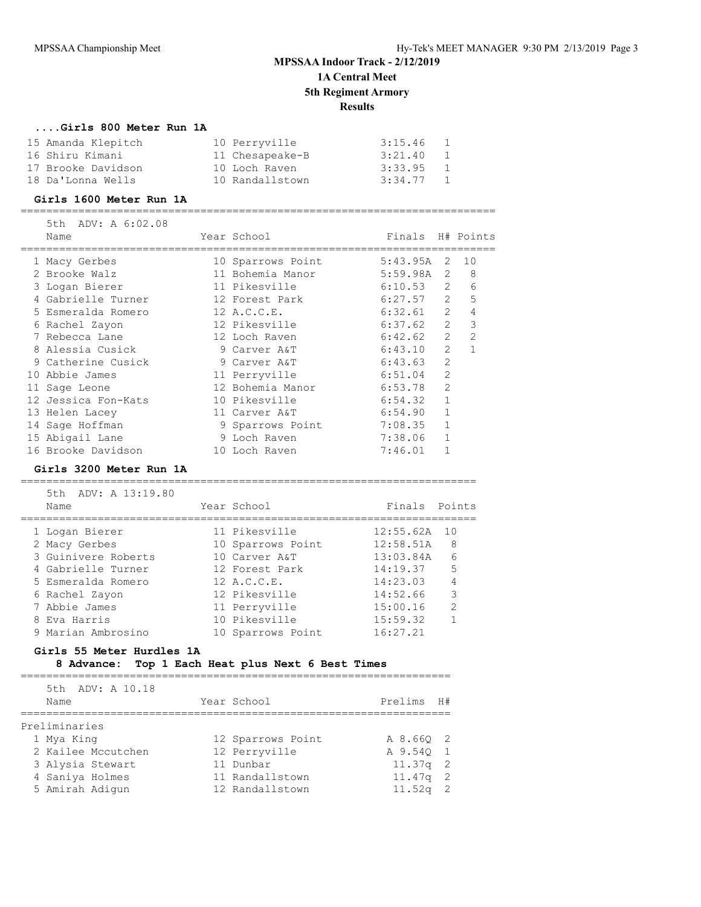# MPSSAA Indoor Track - 2/12/2019

## 1A Central Meet

## 5th Regiment Armory

## Results

### ....Girls 800 Meter Run 1A

| | Name | Year | School | Finals | H# |
|---|---|---|---|---|---|
| 15 | Amanda Klepitch | 10 | Perryville | 3:15.46 | 1 |
| 16 | Shiru Kimani | 11 | Chesapeake-B | 3:21.40 | 1 |
| 17 | Brooke Davidson | 10 | Loch Raven | 3:33.95 | 1 |
| 18 | Da'Lonna Wells | 10 | Randallstown | 3:34.77 | 1 |

### Girls 1600 Meter Run 1A

5th ADV: A 6:02.08

| | Name | Year | School | Finals | H# | Points |
|---|---|---|---|---|---|---|
| 1 | Macy Gerbes | 10 | Sparrows Point | 5:43.95A | 2 | 10 |
| 2 | Brooke Walz | 11 | Bohemia Manor | 5:59.98A | 2 | 8 |
| 3 | Logan Bierer | 11 | Pikesville | 6:10.53 | 2 | 6 |
| 4 | Gabrielle Turner | 12 | Forest Park | 6:27.57 | 2 | 5 |
| 5 | Esmeralda Romero | 12 | A.C.C.E. | 6:32.61 | 2 | 4 |
| 6 | Rachel Zayon | 12 | Pikesville | 6:37.62 | 2 | 3 |
| 7 | Rebecca Lane | 12 | Loch Raven | 6:42.62 | 2 | 2 |
| 8 | Alessia Cusick | 9 | Carver A&T | 6:43.10 | 2 | 1 |
| 9 | Catherine Cusick | 9 | Carver A&T | 6:43.63 | 2 | |
| 10 | Abbie James | 11 | Perryville | 6:51.04 | 2 | |
| 11 | Sage Leone | 12 | Bohemia Manor | 6:53.78 | 2 | |
| 12 | Jessica Fon-Kats | 10 | Pikesville | 6:54.32 | 1 | |
| 13 | Helen Lacey | 11 | Carver A&T | 6:54.90 | 1 | |
| 14 | Sage Hoffman | 9 | Sparrows Point | 7:08.35 | 1 | |
| 15 | Abigail Lane | 9 | Loch Raven | 7:38.06 | 1 | |
| 16 | Brooke Davidson | 10 | Loch Raven | 7:46.01 | 1 | |

### Girls 3200 Meter Run 1A

5th ADV: A 13:19.80

| | Name | Year | School | Finals | Points |
|---|---|---|---|---|---|
| 1 | Logan Bierer | 11 | Pikesville | 12:55.62A | 10 |
| 2 | Macy Gerbes | 10 | Sparrows Point | 12:58.51A | 8 |
| 3 | Guinivere Roberts | 10 | Carver A&T | 13:03.84A | 6 |
| 4 | Gabrielle Turner | 12 | Forest Park | 14:19.37 | 5 |
| 5 | Esmeralda Romero | 12 | A.C.C.E. | 14:23.03 | 4 |
| 6 | Rachel Zayon | 12 | Pikesville | 14:52.66 | 3 |
| 7 | Abbie James | 11 | Perryville | 15:00.16 | 2 |
| 8 | Eva Harris | 10 | Pikesville | 15:59.32 | 1 |
| 9 | Marian Ambrosino | 10 | Sparrows Point | 16:27.21 | |

### Girls 55 Meter Hurdles 1A

**8 Advance: Top 1 Each Heat plus Next 6 Best Times**

5th ADV: A 10.18

Preliminaries

| | Name | Year | School | Prelims | H# |
|---|---|---|---|---|---|
| 1 | Mya King | 12 | Sparrows Point | A 8.66Q | 2 |
| 2 | Kailee Mccutchen | 12 | Perryville | A 9.54Q | 1 |
| 3 | Alysia Stewart | 11 | Dunbar | 11.37q | 2 |
| 4 | Saniya Holmes | 11 | Randallstown | 11.47q | 2 |
| 5 | Amirah Adigun | 12 | Randallstown | 11.52q | 2 |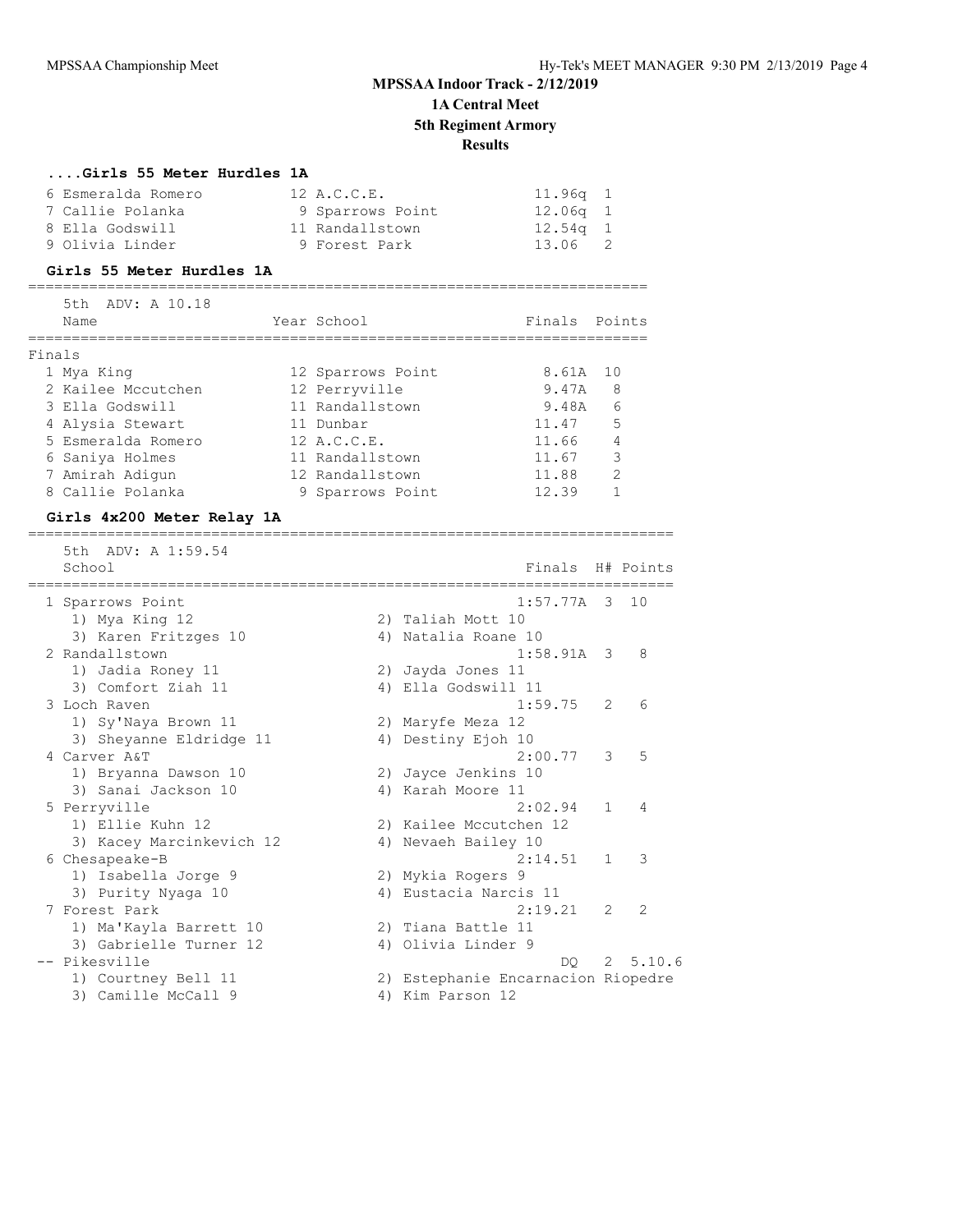**MPSSAA Indoor Track - 2/12/2019**
**1A Central Meet**
**5th Regiment Armory**
**Results**

### ....Girls 55 Meter Hurdles 1A

| | Name | Year | School | Prelims | H# |
|---|---|---|---|---|---|
| 6 | Esmeralda Romero | 12 | A.C.C.E. | 11.96q | 1 |
| 7 | Callie Polanka | 9 | Sparrows Point | 12.06q | 1 |
| 8 | Ella Godswill | 11 | Randallstown | 12.54q | 1 |
| 9 | Olivia Linder | 9 | Forest Park | 13.06 | 2 |

### Girls 55 Meter Hurdles 1A

5th ADV: A 10.18

Finals

| | Name | Year | School | Finals | Points |
|---|---|---|---|---|---|
| 1 | Mya King | 12 | Sparrows Point | 8.61A | 10 |
| 2 | Kailee Mccutchen | 12 | Perryville | 9.47A | 8 |
| 3 | Ella Godswill | 11 | Randallstown | 9.48A | 6 |
| 4 | Alysia Stewart | 11 | Dunbar | 11.47 | 5 |
| 5 | Esmeralda Romero | 12 | A.C.C.E. | 11.66 | 4 |
| 6 | Saniya Holmes | 11 | Randallstown | 11.67 | 3 |
| 7 | Amirah Adigun | 12 | Randallstown | 11.88 | 2 |
| 8 | Callie Polanka | 9 | Sparrows Point | 12.39 | 1 |

### Girls 4x200 Meter Relay 1A

5th ADV: A 1:59.54

| | School | Finals | H# | Points |
|---|---|---|---|---|
| 1 | Sparrows Point | 1:57.77A | 3 | 10 |
| | 1) Mya King 12, 2) Taliah Mott 10, 3) Karen Fritzges 10, 4) Natalia Roane 10 | | | |
| 2 | Randallstown | 1:58.91A | 3 | 8 |
| | 1) Jadia Roney 11, 2) Jayda Jones 11, 3) Comfort Ziah 11, 4) Ella Godswill 11 | | | |
| 3 | Loch Raven | 1:59.75 | 2 | 6 |
| | 1) Sy'Naya Brown 11, 2) Maryfe Meza 12, 3) Sheyanne Eldridge 11, 4) Destiny Ejoh 10 | | | |
| 4 | Carver A&T | 2:00.77 | 3 | 5 |
| | 1) Bryanna Dawson 10, 2) Jayce Jenkins 10, 3) Sanai Jackson 10, 4) Karah Moore 11 | | | |
| 5 | Perryville | 2:02.94 | 1 | 4 |
| | 1) Ellie Kuhn 12, 2) Kailee Mccutchen 12, 3) Kacey Marcinkevich 12, 4) Nevaeh Bailey 10 | | | |
| 6 | Chesapeake-B | 2:14.51 | 1 | 3 |
| | 1) Isabella Jorge 9, 2) Mykia Rogers 9, 3) Purity Nyaga 10, 4) Eustacia Narcis 11 | | | |
| 7 | Forest Park | 2:19.21 | 2 | 2 |
| | 1) Ma'Kayla Barrett 10, 2) Tiana Battle 11, 3) Gabrielle Turner 12, 4) Olivia Linder 9 | | | |
| -- | Pikesville | DQ | 2 | 5.10.6 |
| | 1) Courtney Bell 11, 2) Estephanie Encarnacion Riopedre, 3) Camille McCall 9, 4) Kim Parson 12 | | | |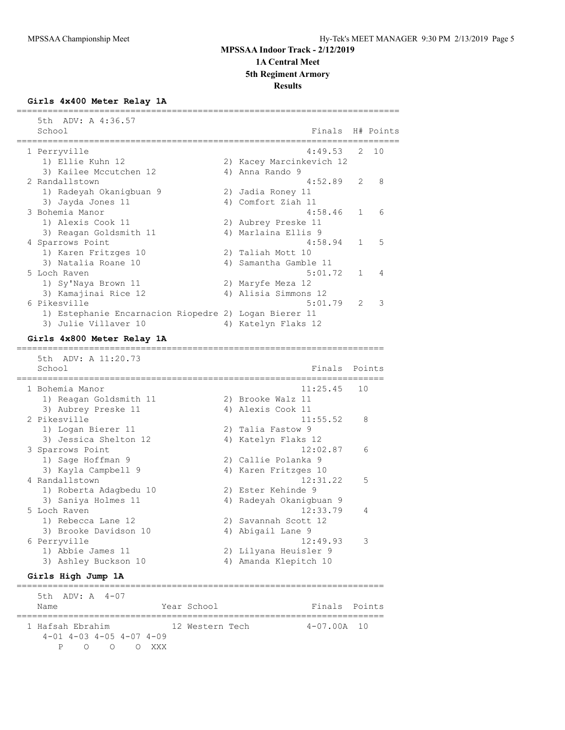## MPSSAA Indoor Track - 2/12/2019
## 1A Central Meet
## 5th Regiment Armory
## Results

### Girls 4x400 Meter Relay 1A

5th ADV: A 4:36.57

| | School | Finals | H# | Points |
|---|---|---|---|---|
| 1 | Perryville | 4:49.53 | 2 | 10 |
| | 1) Ellie Kuhn 12; 2) Kacey Marcinkevich 12; 3) Kailee Mccutchen 12; 4) Anna Rando 9 | | | |
| 2 | Randallstown | 4:52.89 | 2 | 8 |
| | 1) Radeyah Okanigbuan 9; 2) Jadia Roney 11; 3) Jayda Jones 11; 4) Comfort Ziah 11 | | | |
| 3 | Bohemia Manor | 4:58.46 | 1 | 6 |
| | 1) Alexis Cook 11; 2) Aubrey Preske 11; 3) Reagan Goldsmith 11; 4) Marlaina Ellis 9 | | | |
| 4 | Sparrows Point | 4:58.94 | 1 | 5 |
| | 1) Karen Fritzges 10; 2) Taliah Mott 10; 3) Natalia Roane 10; 4) Samantha Gamble 11 | | | |
| 5 | Loch Raven | 5:01.72 | 1 | 4 |
| | 1) Sy'Naya Brown 11; 2) Maryfe Meza 12; 3) Kamajinai Rice 12; 4) Alisia Simmons 12 | | | |
| 6 | Pikesville | 5:01.79 | 2 | 3 |
| | 1) Estephanie Encarnacion Riopedre; 2) Logan Bierer 11; 3) Julie Villaver 10; 4) Katelyn Flaks 12 | | | |

### Girls 4x800 Meter Relay 1A

5th ADV: A 11:20.73

| | School | Finals | Points |
|---|---|---|---|
| 1 | Bohemia Manor | 11:25.45 | 10 |
| | 1) Reagan Goldsmith 11; 2) Brooke Walz 11; 3) Aubrey Preske 11; 4) Alexis Cook 11 | | |
| 2 | Pikesville | 11:55.52 | 8 |
| | 1) Logan Bierer 11; 2) Talia Fastow 9; 3) Jessica Shelton 12; 4) Katelyn Flaks 12 | | |
| 3 | Sparrows Point | 12:02.87 | 6 |
| | 1) Sage Hoffman 9; 2) Callie Polanka 9; 3) Kayla Campbell 9; 4) Karen Fritzges 10 | | |
| 4 | Randallstown | 12:31.22 | 5 |
| | 1) Roberta Adagbedu 10; 2) Ester Kehinde 9; 3) Saniya Holmes 11; 4) Radeyah Okanigbuan 9 | | |
| 5 | Loch Raven | 12:33.79 | 4 |
| | 1) Rebecca Lane 12; 2) Savannah Scott 12; 3) Brooke Davidson 10; 4) Abigail Lane 9 | | |
| 6 | Perryville | 12:49.93 | 3 |
| | 1) Abbie James 11; 2) Lilyana Heuisler 9; 3) Ashley Buckson 10; 4) Amanda Klepitch 10 | | |

### Girls High Jump 1A

5th ADV: A 4-07

| | Name | Year | School | Finals | Points |
|---|---|---|---|---|---|
| 1 | Hafsah Ebrahim | 12 | Western Tech | 4-07.00A | 10 |

```
4-01 4-03 4-05 4-07 4-09
   P    O    O    O  XXX
```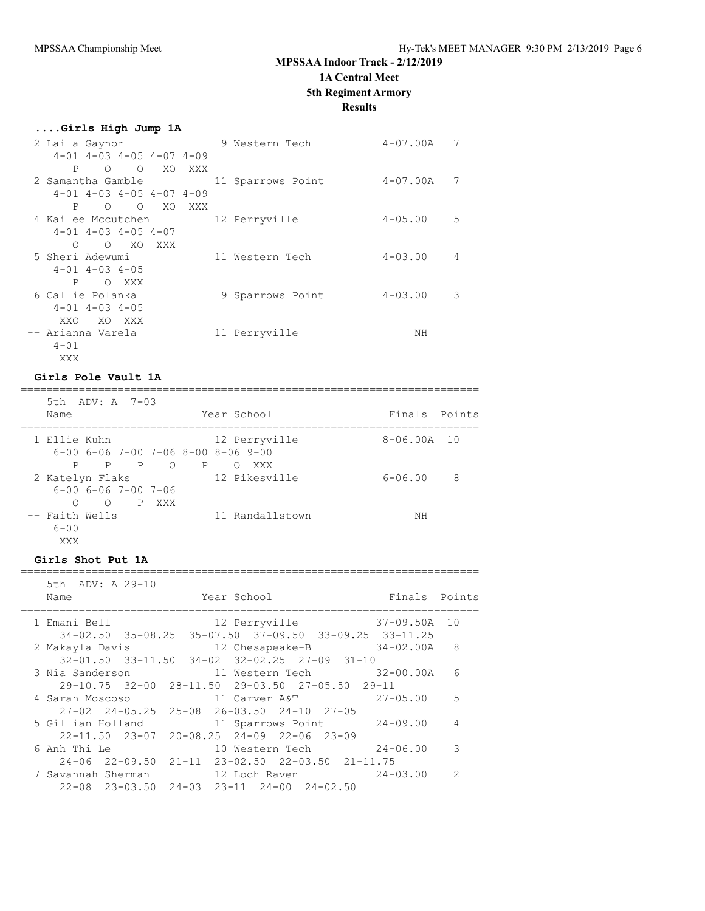# MPSSAA Indoor Track - 2/12/2019

## 1A Central Meet

## 5th Regiment Armory

## Results

### ....Girls High Jump 1A

```
  2 Laila Gaynor              9 Western Tech           4-07.00A   7
     4-01 4-03 4-05 4-07 4-09
        P    O    O   XO  XXX
  2 Samantha Gamble          11 Sparrows Point         4-07.00A   7
     4-01 4-03 4-05 4-07 4-09
        P    O    O   XO  XXX
  4 Kailee Mccutchen         12 Perryville             4-05.00    5
     4-01 4-03 4-05 4-07
        O    O   XO  XXX
  5 Sheri Adewumi            11 Western Tech           4-03.00    4
     4-01 4-03 4-05
        P    O  XXX
  6 Callie Polanka            9 Sparrows Point         4-03.00    3
     4-01 4-03 4-05
      XXO   XO  XXX
 -- Arianna Varela           11 Perryville                  NH
     4-01
      XXX
```

### Girls Pole Vault 1A

```
=======================================================================
    5th  ADV: A  7-03
    Name                    Year School                 Finals  Points
=======================================================================
  1 Ellie Kuhn               12 Perryville             8-06.00A  10
     6-00 6-06 7-00 7-06 8-00 8-06 9-00
        P    P    P    O    P    O  XXX
  2 Katelyn Flaks            12 Pikesville             6-06.00    8
     6-00 6-06 7-00 7-06
        O    O    P  XXX
 -- Faith Wells              11 Randallstown                NH
     6-00
      XXX
```

### Girls Shot Put 1A

```
=======================================================================
    5th  ADV: A 29-10
    Name                    Year School                 Finals  Points
=======================================================================
  1 Emani Bell               12 Perryville            37-09.50A  10
     34-02.50  35-08.25  35-07.50  37-09.50  33-09.25  33-11.25
  2 Makayla Davis            12 Chesapeake-B          34-02.00A   8
     32-01.50  33-11.50  34-02  32-02.25  27-09  31-10
  3 Nia Sanderson            11 Western Tech          32-00.00A   6
     29-10.75  32-00  28-11.50  29-03.50  27-05.50  29-11
  4 Sarah Moscoso            11 Carver A&T            27-05.00    5
     27-02  24-05.25  25-08  26-03.50  24-10  27-05
  5 Gillian Holland          11 Sparrows Point        24-09.00    4
     22-11.50  23-07  20-08.25  24-09  22-06  23-09
  6 Anh Thi Le               10 Western Tech          24-06.00    3
     24-06  22-09.50  21-11  23-02.50  22-03.50  21-11.75
  7 Savannah Sherman         12 Loch Raven            24-03.00    2
     22-08  23-03.50  24-03  23-11  24-00  24-02.50
```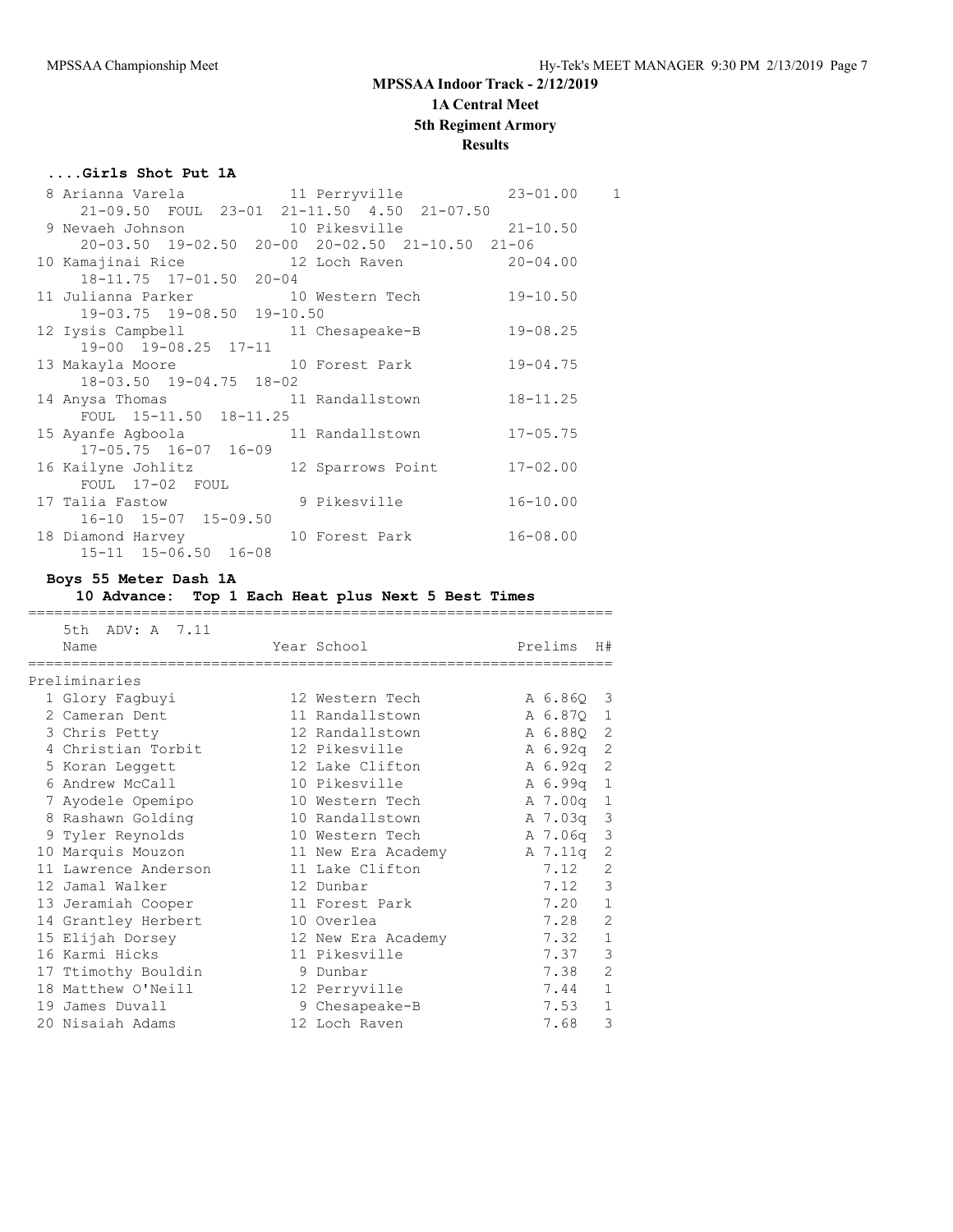# MPSSAA Indoor Track - 2/12/2019

## 1A Central Meet

## 5th Regiment Armory

## Results

### ....Girls Shot Put 1A

| Place | Name | Year | School | Finals | Points |
|---|---|---|---|---|---|
| 8 | Arianna Varela | 11 | Perryville | 23-01.00 | 1 |
| | 21-09.50 FOUL 23-01 21-11.50 4.50 21-07.50 | | | | |
| 9 | Nevaeh Johnson | 10 | Pikesville | 21-10.50 | |
| | 20-03.50 19-02.50 20-00 20-02.50 21-10.50 21-06 | | | | |
| 10 | Kamajinai Rice | 12 | Loch Raven | 20-04.00 | |
| | 18-11.75 17-01.50 20-04 | | | | |
| 11 | Julianna Parker | 10 | Western Tech | 19-10.50 | |
| | 19-03.75 19-08.50 19-10.50 | | | | |
| 12 | Iysis Campbell | 11 | Chesapeake-B | 19-08.25 | |
| | 19-00 19-08.25 17-11 | | | | |
| 13 | Makayla Moore | 10 | Forest Park | 19-04.75 | |
| | 18-03.50 19-04.75 18-02 | | | | |
| 14 | Anysa Thomas | 11 | Randallstown | 18-11.25 | |
| | FOUL 15-11.50 18-11.25 | | | | |
| 15 | Ayanfe Agboola | 11 | Randallstown | 17-05.75 | |
| | 17-05.75 16-07 16-09 | | | | |
| 16 | Kailyne Johlitz | 12 | Sparrows Point | 17-02.00 | |
| | FOUL 17-02 FOUL | | | | |
| 17 | Talia Fastow | 9 | Pikesville | 16-10.00 | |
| | 16-10 15-07 15-09.50 | | | | |
| 18 | Diamond Harvey | 10 | Forest Park | 16-08.00 | |
| | 15-11 15-06.50 16-08 | | | | |

### Boys 55 Meter Dash 1A

**10 Advance: Top 1 Each Heat plus Next 5 Best Times**

5th ADV: A 7.11

**Preliminaries**

| Place | Name | Year | School | Prelims | H# |
|---|---|---|---|---|---|
| 1 | Glory Fagbuyi | 12 | Western Tech | A 6.86Q | 3 |
| 2 | Cameran Dent | 11 | Randallstown | A 6.87Q | 1 |
| 3 | Chris Petty | 12 | Randallstown | A 6.88Q | 2 |
| 4 | Christian Torbit | 12 | Pikesville | A 6.92q | 2 |
| 5 | Koran Leggett | 12 | Lake Clifton | A 6.92q | 2 |
| 6 | Andrew McCall | 10 | Pikesville | A 6.99q | 1 |
| 7 | Ayodele Opemipo | 10 | Western Tech | A 7.00q | 1 |
| 8 | Rashawn Golding | 10 | Randallstown | A 7.03q | 3 |
| 9 | Tyler Reynolds | 10 | Western Tech | A 7.06q | 3 |
| 10 | Marquis Mouzon | 11 | New Era Academy | A 7.11q | 2 |
| 11 | Lawrence Anderson | 11 | Lake Clifton | 7.12 | 2 |
| 12 | Jamal Walker | 12 | Dunbar | 7.12 | 3 |
| 13 | Jeramiah Cooper | 11 | Forest Park | 7.20 | 1 |
| 14 | Grantley Herbert | 10 | Overlea | 7.28 | 2 |
| 15 | Elijah Dorsey | 12 | New Era Academy | 7.32 | 1 |
| 16 | Karmi Hicks | 11 | Pikesville | 7.37 | 3 |
| 17 | Ttimothy Bouldin | 9 | Dunbar | 7.38 | 2 |
| 18 | Matthew O'Neill | 12 | Perryville | 7.44 | 1 |
| 19 | James Duvall | 9 | Chesapeake-B | 7.53 | 1 |
| 20 | Nisaiah Adams | 12 | Loch Raven | 7.68 | 3 |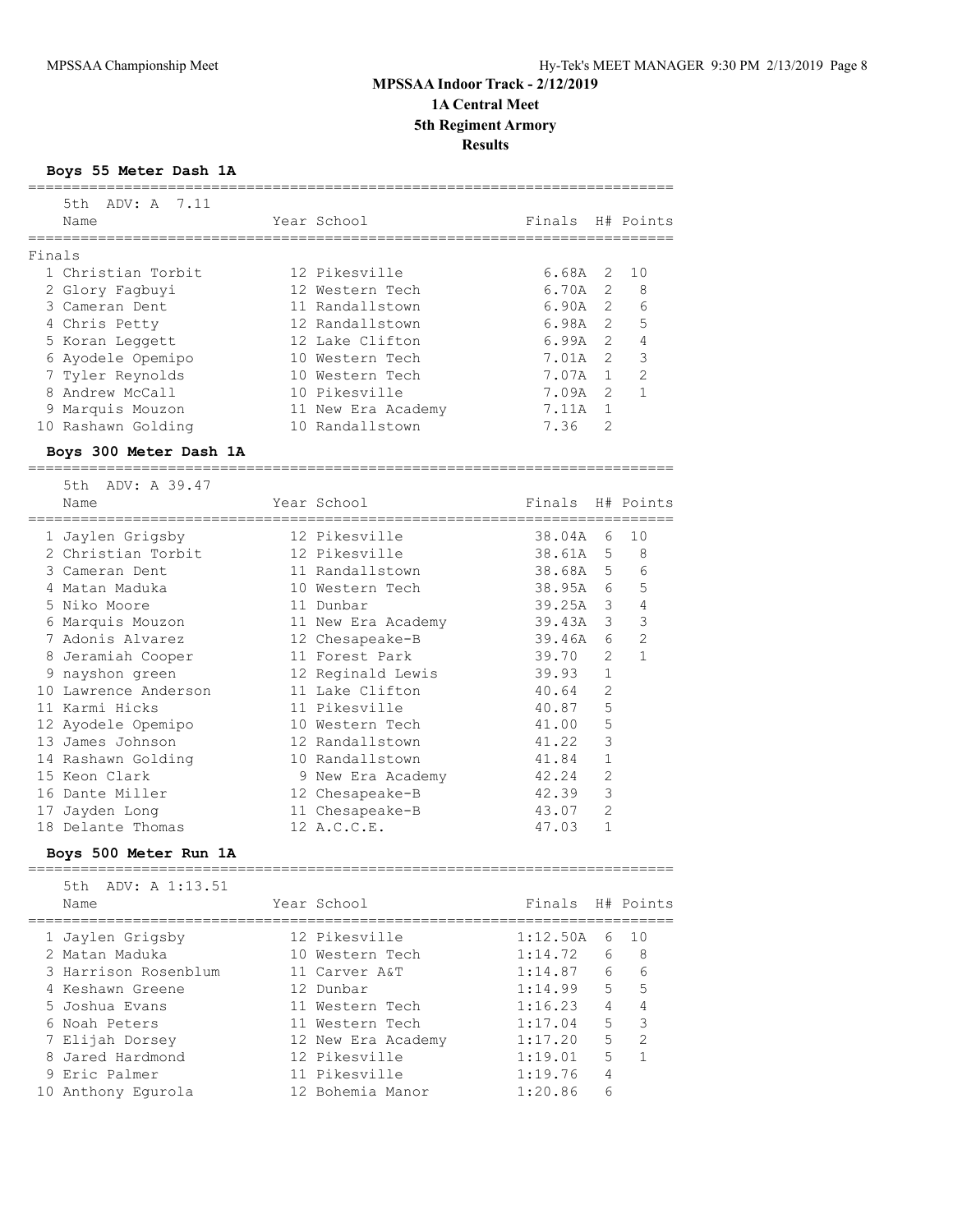# MPSSAA Indoor Track - 2/12/2019
## 1A Central Meet
## 5th Regiment Armory
## Results

### Boys 55 Meter Dash 1A

5th ADV: A 7.11

Finals

| | Name | Year | School | Finals | H# | Points |
|---|---|---|---|---|---|---|
| 1 | Christian Torbit | 12 | Pikesville | 6.68A | 2 | 10 |
| 2 | Glory Fagbuyi | 12 | Western Tech | 6.70A | 2 | 8 |
| 3 | Cameran Dent | 11 | Randallstown | 6.90A | 2 | 6 |
| 4 | Chris Petty | 12 | Randallstown | 6.98A | 2 | 5 |
| 5 | Koran Leggett | 12 | Lake Clifton | 6.99A | 2 | 4 |
| 6 | Ayodele Opemipo | 10 | Western Tech | 7.01A | 2 | 3 |
| 7 | Tyler Reynolds | 10 | Western Tech | 7.07A | 1 | 2 |
| 8 | Andrew McCall | 10 | Pikesville | 7.09A | 2 | 1 |
| 9 | Marquis Mouzon | 11 | New Era Academy | 7.11A | 1 | |
| 10 | Rashawn Golding | 10 | Randallstown | 7.36 | 2 | |

### Boys 300 Meter Dash 1A

5th ADV: A 39.47

| | Name | Year | School | Finals | H# | Points |
|---|---|---|---|---|---|---|
| 1 | Jaylen Grigsby | 12 | Pikesville | 38.04A | 6 | 10 |
| 2 | Christian Torbit | 12 | Pikesville | 38.61A | 5 | 8 |
| 3 | Cameran Dent | 11 | Randallstown | 38.68A | 5 | 6 |
| 4 | Matan Maduka | 10 | Western Tech | 38.95A | 6 | 5 |
| 5 | Niko Moore | 11 | Dunbar | 39.25A | 3 | 4 |
| 6 | Marquis Mouzon | 11 | New Era Academy | 39.43A | 3 | 3 |
| 7 | Adonis Alvarez | 12 | Chesapeake-B | 39.46A | 6 | 2 |
| 8 | Jeramiah Cooper | 11 | Forest Park | 39.70 | 2 | 1 |
| 9 | nayshon green | 12 | Reginald Lewis | 39.93 | 1 | |
| 10 | Lawrence Anderson | 11 | Lake Clifton | 40.64 | 2 | |
| 11 | Karmi Hicks | 11 | Pikesville | 40.87 | 5 | |
| 12 | Ayodele Opemipo | 10 | Western Tech | 41.00 | 5 | |
| 13 | James Johnson | 12 | Randallstown | 41.22 | 3 | |
| 14 | Rashawn Golding | 10 | Randallstown | 41.84 | 1 | |
| 15 | Keon Clark | 9 | New Era Academy | 42.24 | 2 | |
| 16 | Dante Miller | 12 | Chesapeake-B | 42.39 | 3 | |
| 17 | Jayden Long | 11 | Chesapeake-B | 43.07 | 2 | |
| 18 | Delante Thomas | 12 | A.C.C.E. | 47.03 | 1 | |

### Boys 500 Meter Run 1A

5th ADV: A 1:13.51

| | Name | Year | School | Finals | H# | Points |
|---|---|---|---|---|---|---|
| 1 | Jaylen Grigsby | 12 | Pikesville | 1:12.50A | 6 | 10 |
| 2 | Matan Maduka | 10 | Western Tech | 1:14.72 | 6 | 8 |
| 3 | Harrison Rosenblum | 11 | Carver A&T | 1:14.87 | 6 | 6 |
| 4 | Keshawn Greene | 12 | Dunbar | 1:14.99 | 5 | 5 |
| 5 | Joshua Evans | 11 | Western Tech | 1:16.23 | 4 | 4 |
| 6 | Noah Peters | 11 | Western Tech | 1:17.04 | 5 | 3 |
| 7 | Elijah Dorsey | 12 | New Era Academy | 1:17.20 | 5 | 2 |
| 8 | Jared Hardmond | 12 | Pikesville | 1:19.01 | 5 | 1 |
| 9 | Eric Palmer | 11 | Pikesville | 1:19.76 | 4 | |
| 10 | Anthony Egurola | 12 | Bohemia Manor | 1:20.86 | 6 | |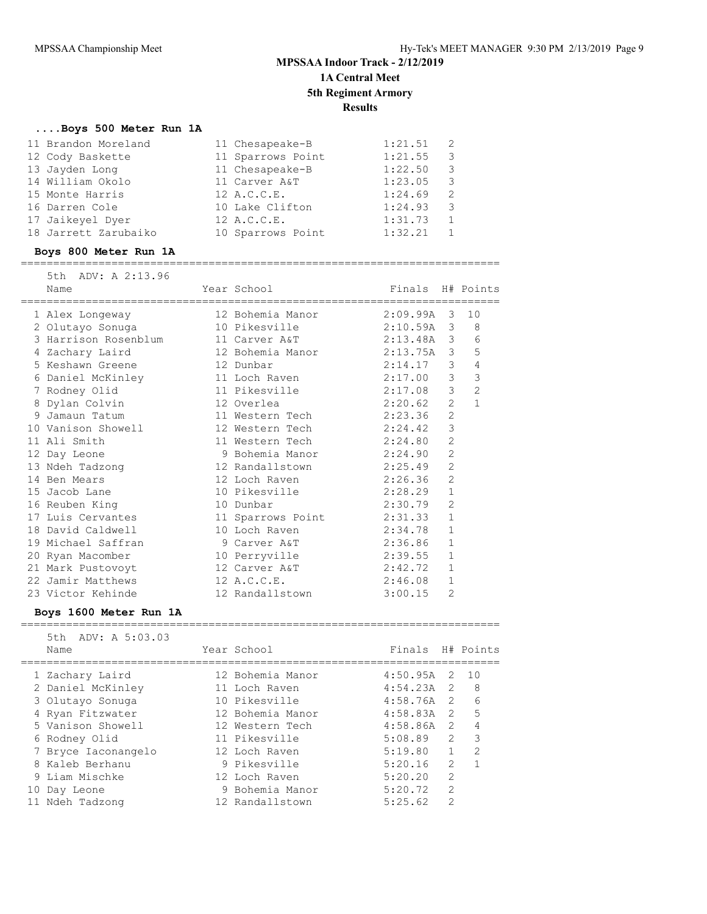# MPSSAA Indoor Track - 2/12/2019

## 1A Central Meet

## 5th Regiment Armory

## Results

### ....Boys 500 Meter Run 1A

| Place | Name | Year | School | Finals | H# |
|---|---|---|---|---|---|
| 11 | Brandon Moreland | 11 | Chesapeake-B | 1:21.51 | 2 |
| 12 | Cody Baskette | 11 | Sparrows Point | 1:21.55 | 3 |
| 13 | Jayden Long | 11 | Chesapeake-B | 1:22.50 | 3 |
| 14 | William Okolo | 11 | Carver A&T | 1:23.05 | 3 |
| 15 | Monte Harris | 12 | A.C.C.E. | 1:24.69 | 2 |
| 16 | Darren Cole | 10 | Lake Clifton | 1:24.93 | 3 |
| 17 | Jaikeyel Dyer | 12 | A.C.C.E. | 1:31.73 | 1 |
| 18 | Jarrett Zarubaiko | 10 | Sparrows Point | 1:32.21 | 1 |

### Boys 800 Meter Run 1A

5th ADV: A 2:13.96

| Place | Name | Year | School | Finals | H# | Points |
|---|---|---|---|---|---|---|
| 1 | Alex Longeway | 12 | Bohemia Manor | 2:09.99A | 3 | 10 |
| 2 | Olutayo Sonuga | 10 | Pikesville | 2:10.59A | 3 | 8 |
| 3 | Harrison Rosenblum | 11 | Carver A&T | 2:13.48A | 3 | 6 |
| 4 | Zachary Laird | 12 | Bohemia Manor | 2:13.75A | 3 | 5 |
| 5 | Keshawn Greene | 12 | Dunbar | 2:14.17 | 3 | 4 |
| 6 | Daniel McKinley | 11 | Loch Raven | 2:17.00 | 3 | 3 |
| 7 | Rodney Olid | 11 | Pikesville | 2:17.08 | 3 | 2 |
| 8 | Dylan Colvin | 12 | Overlea | 2:20.62 | 2 | 1 |
| 9 | Jamaun Tatum | 11 | Western Tech | 2:23.36 | 2 | |
| 10 | Vanison Showell | 12 | Western Tech | 2:24.42 | 3 | |
| 11 | Ali Smith | 11 | Western Tech | 2:24.80 | 2 | |
| 12 | Day Leone | 9 | Bohemia Manor | 2:24.90 | 2 | |
| 13 | Ndeh Tadzong | 12 | Randallstown | 2:25.49 | 2 | |
| 14 | Ben Mears | 12 | Loch Raven | 2:26.36 | 2 | |
| 15 | Jacob Lane | 10 | Pikesville | 2:28.29 | 1 | |
| 16 | Reuben King | 10 | Dunbar | 2:30.79 | 2 | |
| 17 | Luis Cervantes | 11 | Sparrows Point | 2:31.33 | 1 | |
| 18 | David Caldwell | 10 | Loch Raven | 2:34.78 | 1 | |
| 19 | Michael Saffran | 9 | Carver A&T | 2:36.86 | 1 | |
| 20 | Ryan Macomber | 10 | Perryville | 2:39.55 | 1 | |
| 21 | Mark Pustovoyt | 12 | Carver A&T | 2:42.72 | 1 | |
| 22 | Jamir Matthews | 12 | A.C.C.E. | 2:46.08 | 1 | |
| 23 | Victor Kehinde | 12 | Randallstown | 3:00.15 | 2 | |

### Boys 1600 Meter Run 1A

5th ADV: A 5:03.03

| Place | Name | Year | School | Finals | H# | Points |
|---|---|---|---|---|---|---|
| 1 | Zachary Laird | 12 | Bohemia Manor | 4:50.95A | 2 | 10 |
| 2 | Daniel McKinley | 11 | Loch Raven | 4:54.23A | 2 | 8 |
| 3 | Olutayo Sonuga | 10 | Pikesville | 4:58.76A | 2 | 6 |
| 4 | Ryan Fitzwater | 12 | Bohemia Manor | 4:58.83A | 2 | 5 |
| 5 | Vanison Showell | 12 | Western Tech | 4:58.86A | 2 | 4 |
| 6 | Rodney Olid | 11 | Pikesville | 5:08.89 | 2 | 3 |
| 7 | Bryce Iaconangelo | 12 | Loch Raven | 5:19.80 | 1 | 2 |
| 8 | Kaleb Berhanu | 9 | Pikesville | 5:20.16 | 2 | 1 |
| 9 | Liam Mischke | 12 | Loch Raven | 5:20.20 | 2 | |
| 10 | Day Leone | 9 | Bohemia Manor | 5:20.72 | 2 | |
| 11 | Ndeh Tadzong | 12 | Randallstown | 5:25.62 | 2 | |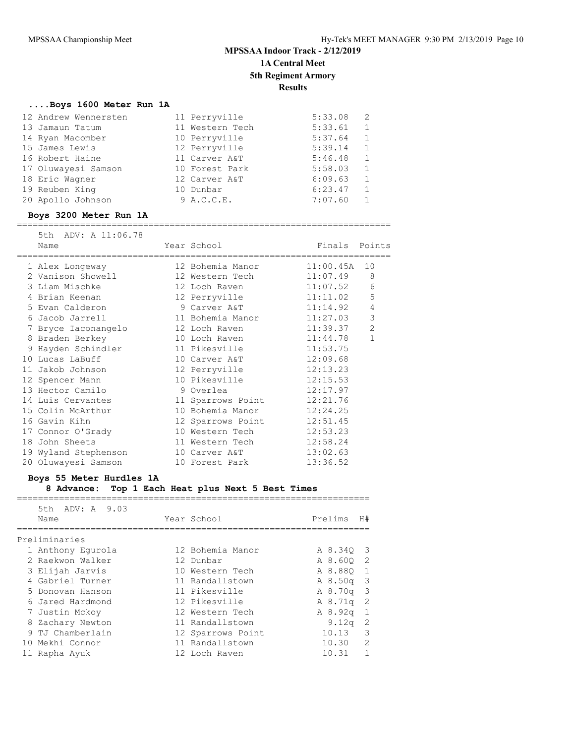# MPSSAA Indoor Track - 2/12/2019

## 1A Central Meet

## 5th Regiment Armory

## Results

### ....Boys 1600 Meter Run 1A

| Place | Name | Year | School | Finals | Points |
|---|---|---|---|---|---|
| 12 | Andrew Wennersten | 11 | Perryville | 5:33.08 | 2 |
| 13 | Jamaun Tatum | 11 | Western Tech | 5:33.61 | 1 |
| 14 | Ryan Macomber | 10 | Perryville | 5:37.64 | 1 |
| 15 | James Lewis | 12 | Perryville | 5:39.14 | 1 |
| 16 | Robert Haine | 11 | Carver A&T | 5:46.48 | 1 |
| 17 | Oluwayesi Samson | 10 | Forest Park | 5:58.03 | 1 |
| 18 | Eric Wagner | 12 | Carver A&T | 6:09.63 | 1 |
| 19 | Reuben King | 10 | Dunbar | 6:23.47 | 1 |
| 20 | Apollo Johnson | 9 | A.C.C.E. | 7:07.60 | 1 |

### Boys 3200 Meter Run 1A

5th ADV: A 11:06.78

| Place | Name | Year | School | Finals | Points |
|---|---|---|---|---|---|
| 1 | Alex Longeway | 12 | Bohemia Manor | 11:00.45A | 10 |
| 2 | Vanison Showell | 12 | Western Tech | 11:07.49 | 8 |
| 3 | Liam Mischke | 12 | Loch Raven | 11:07.52 | 6 |
| 4 | Brian Keenan | 12 | Perryville | 11:11.02 | 5 |
| 5 | Evan Calderon | 9 | Carver A&T | 11:14.92 | 4 |
| 6 | Jacob Jarrell | 11 | Bohemia Manor | 11:27.03 | 3 |
| 7 | Bryce Iaconangelo | 12 | Loch Raven | 11:39.37 | 2 |
| 8 | Braden Berkey | 10 | Loch Raven | 11:44.78 | 1 |
| 9 | Hayden Schindler | 11 | Pikesville | 11:53.75 | |
| 10 | Lucas LaBuff | 10 | Carver A&T | 12:09.68 | |
| 11 | Jakob Johnson | 12 | Perryville | 12:13.23 | |
| 12 | Spencer Mann | 10 | Pikesville | 12:15.53 | |
| 13 | Hector Camilo | 9 | Overlea | 12:17.97 | |
| 14 | Luis Cervantes | 11 | Sparrows Point | 12:21.76 | |
| 15 | Colin McArthur | 10 | Bohemia Manor | 12:24.25 | |
| 16 | Gavin Kihn | 12 | Sparrows Point | 12:51.45 | |
| 17 | Connor O'Grady | 10 | Western Tech | 12:53.23 | |
| 18 | John Sheets | 11 | Western Tech | 12:58.24 | |
| 19 | Wyland Stephenson | 10 | Carver A&T | 13:02.63 | |
| 20 | Oluwayesi Samson | 10 | Forest Park | 13:36.52 | |

### Boys 55 Meter Hurdles 1A

**8 Advance: Top 1 Each Heat plus Next 5 Best Times**

5th ADV: A 9.03

Preliminaries

| Place | Name | Year | School | Prelims | H# |
|---|---|---|---|---|---|
| 1 | Anthony Egurola | 12 | Bohemia Manor | A 8.34Q | 3 |
| 2 | Raekwon Walker | 12 | Dunbar | A 8.60Q | 2 |
| 3 | Elijah Jarvis | 10 | Western Tech | A 8.88Q | 1 |
| 4 | Gabriel Turner | 11 | Randallstown | A 8.50q | 3 |
| 5 | Donovan Hanson | 11 | Pikesville | A 8.70q | 3 |
| 6 | Jared Hardmond | 12 | Pikesville | A 8.71q | 2 |
| 7 | Justin Mckoy | 12 | Western Tech | A 8.92q | 1 |
| 8 | Zachary Newton | 11 | Randallstown | 9.12q | 2 |
| 9 | TJ Chamberlain | 12 | Sparrows Point | 10.13 | 3 |
| 10 | Mekhi Connor | 11 | Randallstown | 10.30 | 2 |
| 11 | Rapha Ayuk | 12 | Loch Raven | 10.31 | 1 |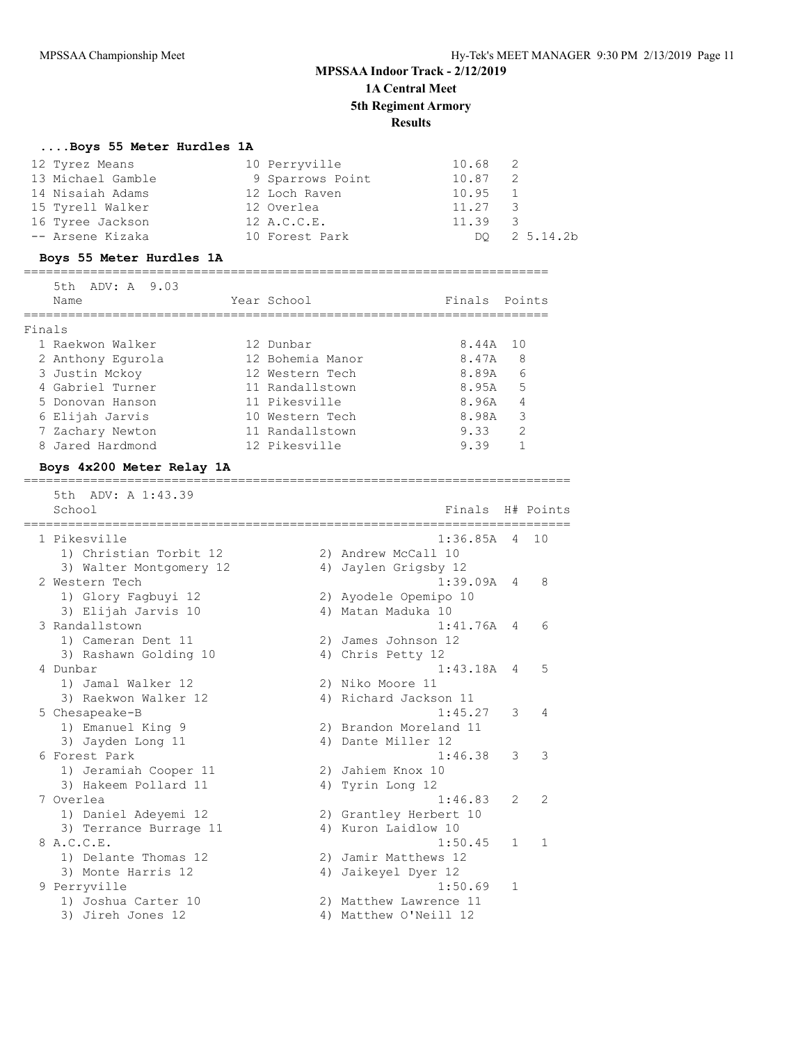**MPSSAA Indoor Track - 2/12/2019**
**1A Central Meet**
**5th Regiment Armory**
**Results**

### ....Boys 55 Meter Hurdles 1A

| Place | Name | Year | School | Finals | H# | Notes |
|---|---|---|---|---|---|---|
| 12 | Tyrez Means | 10 | Perryville | 10.68 | 2 | |
| 13 | Michael Gamble | 9 | Sparrows Point | 10.87 | 2 | |
| 14 | Nisaiah Adams | 12 | Loch Raven | 10.95 | 1 | |
| 15 | Tyrell Walker | 12 | Overlea | 11.27 | 3 | |
| 16 | Tyree Jackson | 12 | A.C.C.E. | 11.39 | 3 | |
| -- | Arsene Kizaka | 10 | Forest Park | DQ | 2 | 5.14.2b |

### Boys 55 Meter Hurdles 1A

5th ADV: A 9.03

Finals

| Place | Name | Year | School | Finals | Points |
|---|---|---|---|---|---|
| 1 | Raekwon Walker | 12 | Dunbar | 8.44A | 10 |
| 2 | Anthony Egurola | 12 | Bohemia Manor | 8.47A | 8 |
| 3 | Justin Mckoy | 12 | Western Tech | 8.89A | 6 |
| 4 | Gabriel Turner | 11 | Randallstown | 8.95A | 5 |
| 5 | Donovan Hanson | 11 | Pikesville | 8.96A | 4 |
| 6 | Elijah Jarvis | 10 | Western Tech | 8.98A | 3 |
| 7 | Zachary Newton | 11 | Randallstown | 9.33 | 2 |
| 8 | Jared Hardmond | 12 | Pikesville | 9.39 | 1 |

### Boys 4x200 Meter Relay 1A

5th ADV: A 1:43.39

| Place | School | Finals | H# | Points |
|---|---|---|---|---|
| 1 | Pikesville | 1:36.85A | 4 | 10 |
| | 1) Christian Torbit 12, 2) Andrew McCall 10, 3) Walter Montgomery 12, 4) Jaylen Grigsby 12 | | | |
| 2 | Western Tech | 1:39.09A | 4 | 8 |
| | 1) Glory Fagbuyi 12, 2) Ayodele Opemipo 10, 3) Elijah Jarvis 10, 4) Matan Maduka 10 | | | |
| 3 | Randallstown | 1:41.76A | 4 | 6 |
| | 1) Cameran Dent 11, 2) James Johnson 12, 3) Rashawn Golding 10, 4) Chris Petty 12 | | | |
| 4 | Dunbar | 1:43.18A | 4 | 5 |
| | 1) Jamal Walker 12, 2) Niko Moore 11, 3) Raekwon Walker 12, 4) Richard Jackson 11 | | | |
| 5 | Chesapeake-B | 1:45.27 | 3 | 4 |
| | 1) Emanuel King 9, 2) Brandon Moreland 11, 3) Jayden Long 11, 4) Dante Miller 12 | | | |
| 6 | Forest Park | 1:46.38 | 3 | 3 |
| | 1) Jeramiah Cooper 11, 2) Jahiem Knox 10, 3) Hakeem Pollard 11, 4) Tyrin Long 12 | | | |
| 7 | Overlea | 1:46.83 | 2 | 2 |
| | 1) Daniel Adeyemi 12, 2) Grantley Herbert 10, 3) Terrance Burrage 11, 4) Kuron Laidlow 10 | | | |
| 8 | A.C.C.E. | 1:50.45 | 1 | 1 |
| | 1) Delante Thomas 12, 2) Jamir Matthews 12, 3) Monte Harris 12, 4) Jaikeyel Dyer 12 | | | |
| 9 | Perryville | 1:50.69 | 1 | |
| | 1) Joshua Carter 10, 2) Matthew Lawrence 11, 3) Jireh Jones 12, 4) Matthew O'Neill 12 | | | |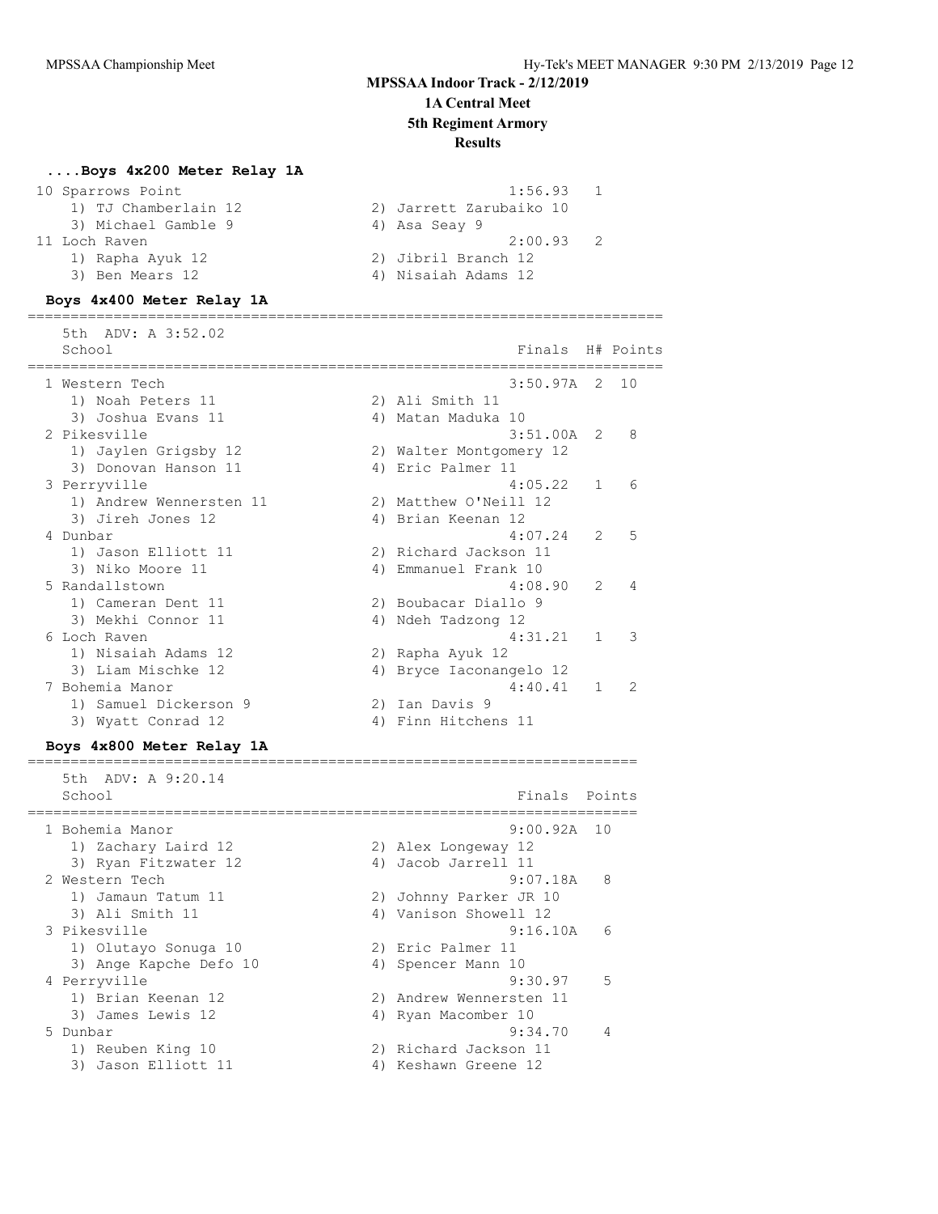# MPSSAA Indoor Track - 2/12/2019
## 1A Central Meet
## 5th Regiment Armory
## Results

### ....Boys 4x200 Meter Relay 1A

```
 10 Sparrows Point                                    1:56.93   1
    1) TJ Chamberlain 12              2) Jarrett Zarubaiko 10
    3) Michael Gamble 9               4) Asa Seay 9
 11 Loch Raven                                        2:00.93   2
    1) Rapha Ayuk 12                  2) Jibril Branch 12
    3) Ben Mears 12                   4) Nisaiah Adams 12
```

### Boys 4x400 Meter Relay 1A

```
=======================================================================
    5th  ADV: A 3:52.02
    School                                            Finals  H# Points
=======================================================================
  1 Western Tech                                      3:50.97A  2  10
     1) Noah Peters 11                2) Ali Smith 11
     3) Joshua Evans 11               4) Matan Maduka 10
  2 Pikesville                                        3:51.00A  2   8
     1) Jaylen Grigsby 12             2) Walter Montgomery 12
     3) Donovan Hanson 11             4) Eric Palmer 11
  3 Perryville                                        4:05.22   1   6
     1) Andrew Wennersten 11          2) Matthew O'Neill 12
     3) Jireh Jones 12                4) Brian Keenan 12
  4 Dunbar                                            4:07.24   2   5
     1) Jason Elliott 11              2) Richard Jackson 11
     3) Niko Moore 11                 4) Emmanuel Frank 10
  5 Randallstown                                      4:08.90   2   4
     1) Cameran Dent 11               2) Boubacar Diallo 9
     3) Mekhi Connor 11               4) Ndeh Tadzong 12
  6 Loch Raven                                        4:31.21   1   3
     1) Nisaiah Adams 12              2) Rapha Ayuk 12
     3) Liam Mischke 12               4) Bryce Iaconangelo 12
  7 Bohemia Manor                                     4:40.41   1   2
     1) Samuel Dickerson 9            2) Ian Davis 9
     3) Wyatt Conrad 12               4) Finn Hitchens 11
```

### Boys 4x800 Meter Relay 1A

```
===================================================================
    5th  ADV: A 9:20.14
    School                                            Finals  Points
===================================================================
  1 Bohemia Manor                                     9:00.92A  10
     1) Zachary Laird 12              2) Alex Longeway 12
     3) Ryan Fitzwater 12             4) Jacob Jarrell 11
  2 Western Tech                                      9:07.18A   8
     1) Jamaun Tatum 11               2) Johnny Parker JR 10
     3) Ali Smith 11                  4) Vanison Showell 12
  3 Pikesville                                        9:16.10A   6
     1) Olutayo Sonuga 10             2) Eric Palmer 11
     3) Ange Kapche Defo 10           4) Spencer Mann 10
  4 Perryville                                        9:30.97    5
     1) Brian Keenan 12               2) Andrew Wennersten 11
     3) James Lewis 12                4) Ryan Macomber 10
  5 Dunbar                                            9:34.70    4
     1) Reuben King 10                2) Richard Jackson 11
     3) Jason Elliott 11              4) Keshawn Greene 12
```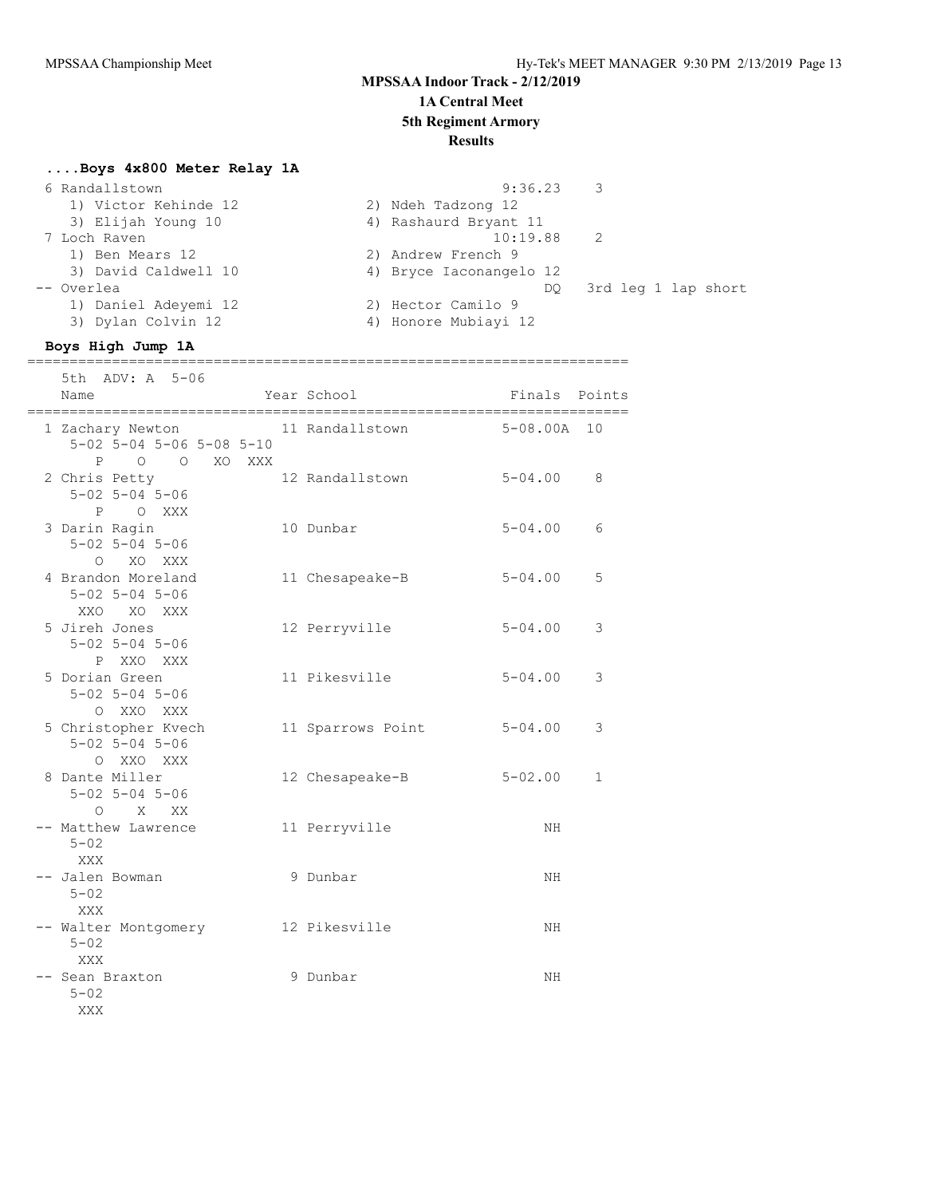## MPSSAA Indoor Track - 2/12/2019

### 1A Central Meet

### 5th Regiment Armory

### Results

#### ....Boys 4x800 Meter Relay 1A

```
 6 Randallstown                                          9:36.23    3
    1) Victor Kehinde 12              2) Ndeh Tadzong 12
    3) Elijah Young 10                4) Rashaurd Bryant 11
 7 Loch Raven                                           10:19.88    2
    1) Ben Mears 12                   2) Andrew French 9
    3) David Caldwell 10              4) Bryce Iaconangelo 12
-- Overlea                                                    DQ   3rd leg 1 lap short
    1) Daniel Adeyemi 12              2) Hector Camilo 9
    3) Dylan Colvin 12                4) Honore Mubiayi 12
```

#### Boys High Jump 1A

```
=======================================================================
   5th  ADV: A  5-06
   Name                    Year School                 Finals  Points
=======================================================================
  1 Zachary Newton          11 Randallstown            5-08.00A  10
      5-02 5-04 5-06 5-08 5-10
         P    O    O   XO  XXX
  2 Chris Petty             12 Randallstown            5-04.00    8
      5-02 5-04 5-06
         P    O  XXX
  3 Darin Ragin             10 Dunbar                  5-04.00    6
      5-02 5-04 5-06
         O   XO  XXX
  4 Brandon Moreland        11 Chesapeake-B            5-04.00    5
      5-02 5-04 5-06
       XXO   XO  XXX
  5 Jireh Jones             12 Perryville              5-04.00    3
      5-02 5-04 5-06
         P  XXO  XXX
  5 Dorian Green            11 Pikesville              5-04.00    3
      5-02 5-04 5-06
         O  XXO  XXX
  5 Christopher Kvech       11 Sparrows Point          5-04.00    3
      5-02 5-04 5-06
         O  XXO  XXX
  8 Dante Miller            12 Chesapeake-B            5-02.00    1
      5-02 5-04 5-06
         O    X   XX
 -- Matthew Lawrence        11 Perryville                   NH
      5-02
       XXX
 -- Jalen Bowman             9 Dunbar                       NH
      5-02
       XXX
 -- Walter Montgomery       12 Pikesville                   NH
      5-02
       XXX
 -- Sean Braxton             9 Dunbar                       NH
      5-02
       XXX
```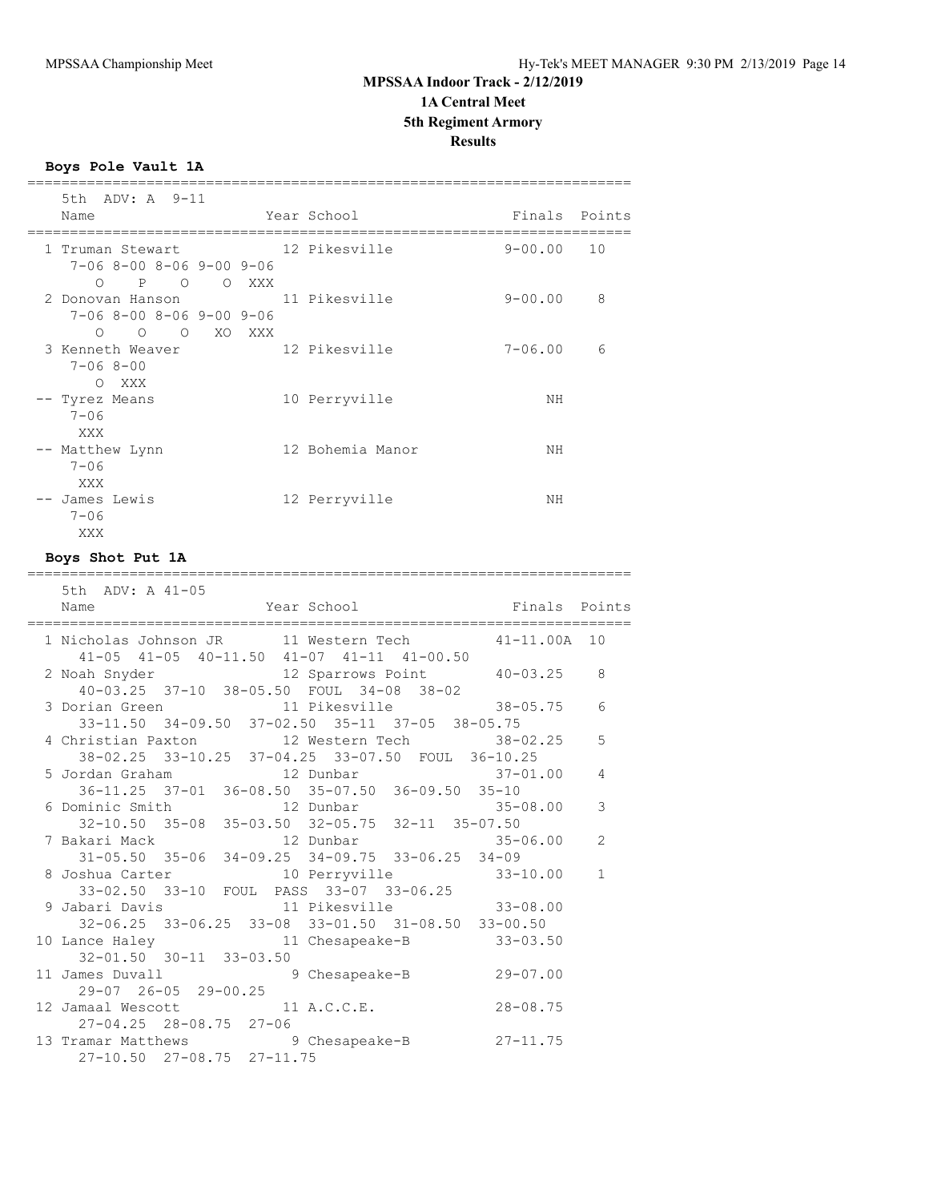## MPSSAA Indoor Track - 2/12/2019

### 1A Central Meet

### 5th Regiment Armory

### Results

**Boys Pole Vault 1A**

```
=======================================================================
    5th  ADV: A  9-11
    Name                    Year School               Finals  Points
=======================================================================
  1 Truman Stewart           12 Pikesville            9-00.00   10
      7-06 8-00 8-06 9-00 9-06
         O    P    O    O  XXX
  2 Donovan Hanson           11 Pikesville            9-00.00    8
      7-06 8-00 8-06 9-00 9-06
         O    O    O   XO  XXX
  3 Kenneth Weaver           12 Pikesville            7-06.00    6
      7-06 8-00
         O  XXX
 -- Tyrez Means              10 Perryville                 NH
      7-06
       XXX
 -- Matthew Lynn             12 Bohemia Manor              NH
      7-06
       XXX
 -- James Lewis              12 Perryville                 NH
      7-06
       XXX
```

**Boys Shot Put 1A**

```
=======================================================================
    5th  ADV: A 41-05
    Name                    Year School               Finals  Points
=======================================================================
  1 Nicholas Johnson JR      11 Western Tech         41-11.00A  10
      41-05  41-05  40-11.50  41-07  41-11  41-00.50
  2 Noah Snyder              12 Sparrows Point       40-03.25    8
      40-03.25  37-10  38-05.50  FOUL  34-08  38-02
  3 Dorian Green             11 Pikesville           38-05.75    6
      33-11.50  34-09.50  37-02.50  35-11  37-05  38-05.75
  4 Christian Paxton         12 Western Tech         38-02.25    5
      38-02.25  33-10.25  37-04.25  33-07.50  FOUL  36-10.25
  5 Jordan Graham            12 Dunbar               37-01.00    4
      36-11.25  37-01  36-08.50  35-07.50  36-09.50  35-10
  6 Dominic Smith            12 Dunbar               35-08.00    3
      32-10.50  35-08  35-03.50  32-05.75  32-11  35-07.50
  7 Bakari Mack              12 Dunbar               35-06.00    2
      31-05.50  35-06  34-09.25  34-09.75  33-06.25  34-09
  8 Joshua Carter            10 Perryville           33-10.00    1
      33-02.50  33-10  FOUL  PASS  33-07  33-06.25
  9 Jabari Davis             11 Pikesville           33-08.00
      32-06.25  33-06.25  33-08  33-01.50  31-08.50  33-00.50
 10 Lance Haley              11 Chesapeake-B         33-03.50
      32-01.50  30-11  33-03.50
 11 James Duvall              9 Chesapeake-B         29-07.00
      29-07  26-05  29-00.25
 12 Jamaal Wescott           11 A.C.C.E.             28-08.75
      27-04.25  28-08.75  27-06
 13 Tramar Matthews           9 Chesapeake-B         27-11.75
      27-10.50  27-08.75  27-11.75
```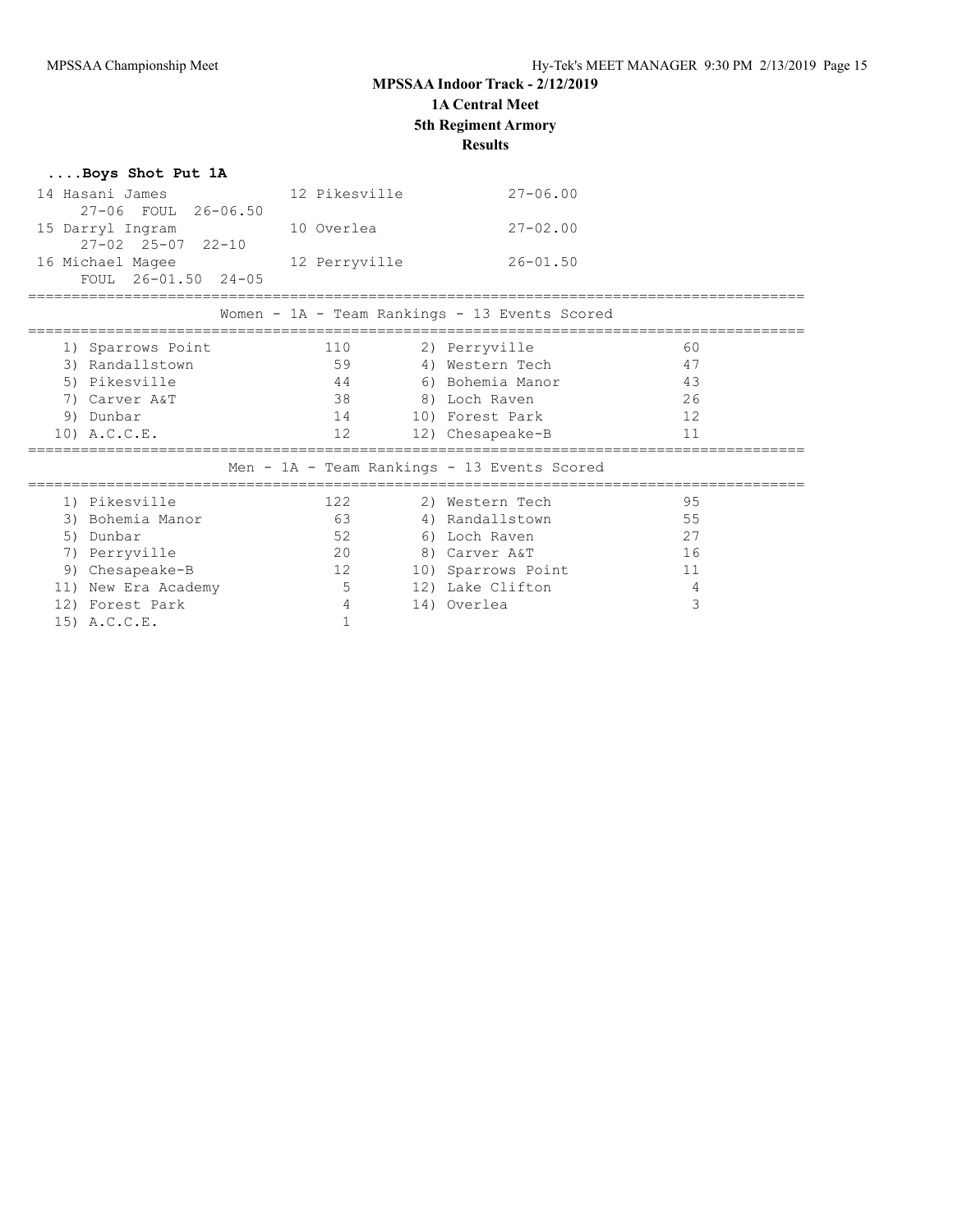# MPSSAA Indoor Track - 2/12/2019

## 1A Central Meet

## 5th Regiment Armory

## Results

### ....Boys Shot Put 1A

| | | | |
|---|---|---|---|
| 14 | Hasani James | 12 Pikesville | 27-06.00 |
| | 27-06 FOUL 26-06.50 | | |
| 15 | Darryl Ingram | 10 Overlea | 27-02.00 |
| | 27-02 25-07 22-10 | | |
| 16 | Michael Magee | 12 Perryville | 26-01.50 |
| | FOUL 26-01.50 24-05 | | |

### Women - 1A - Team Rankings - 13 Events Scored

| | | | | | |
|---|---|---|---|---|---|
| 1) | Sparrows Point | 110 | 2) | Perryville | 60 |
| 3) | Randallstown | 59 | 4) | Western Tech | 47 |
| 5) | Pikesville | 44 | 6) | Bohemia Manor | 43 |
| 7) | Carver A&T | 38 | 8) | Loch Raven | 26 |
| 9) | Dunbar | 14 | 10) | Forest Park | 12 |
| 10) | A.C.C.E. | 12 | 12) | Chesapeake-B | 11 |

### Men - 1A - Team Rankings - 13 Events Scored

| | | | | | |
|---|---|---|---|---|---|
| 1) | Pikesville | 122 | 2) | Western Tech | 95 |
| 3) | Bohemia Manor | 63 | 4) | Randallstown | 55 |
| 5) | Dunbar | 52 | 6) | Loch Raven | 27 |
| 7) | Perryville | 20 | 8) | Carver A&T | 16 |
| 9) | Chesapeake-B | 12 | 10) | Sparrows Point | 11 |
| 11) | New Era Academy | 5 | 12) | Lake Clifton | 4 |
| 12) | Forest Park | 4 | 14) | Overlea | 3 |
| 15) | A.C.C.E. | 1 | | | |